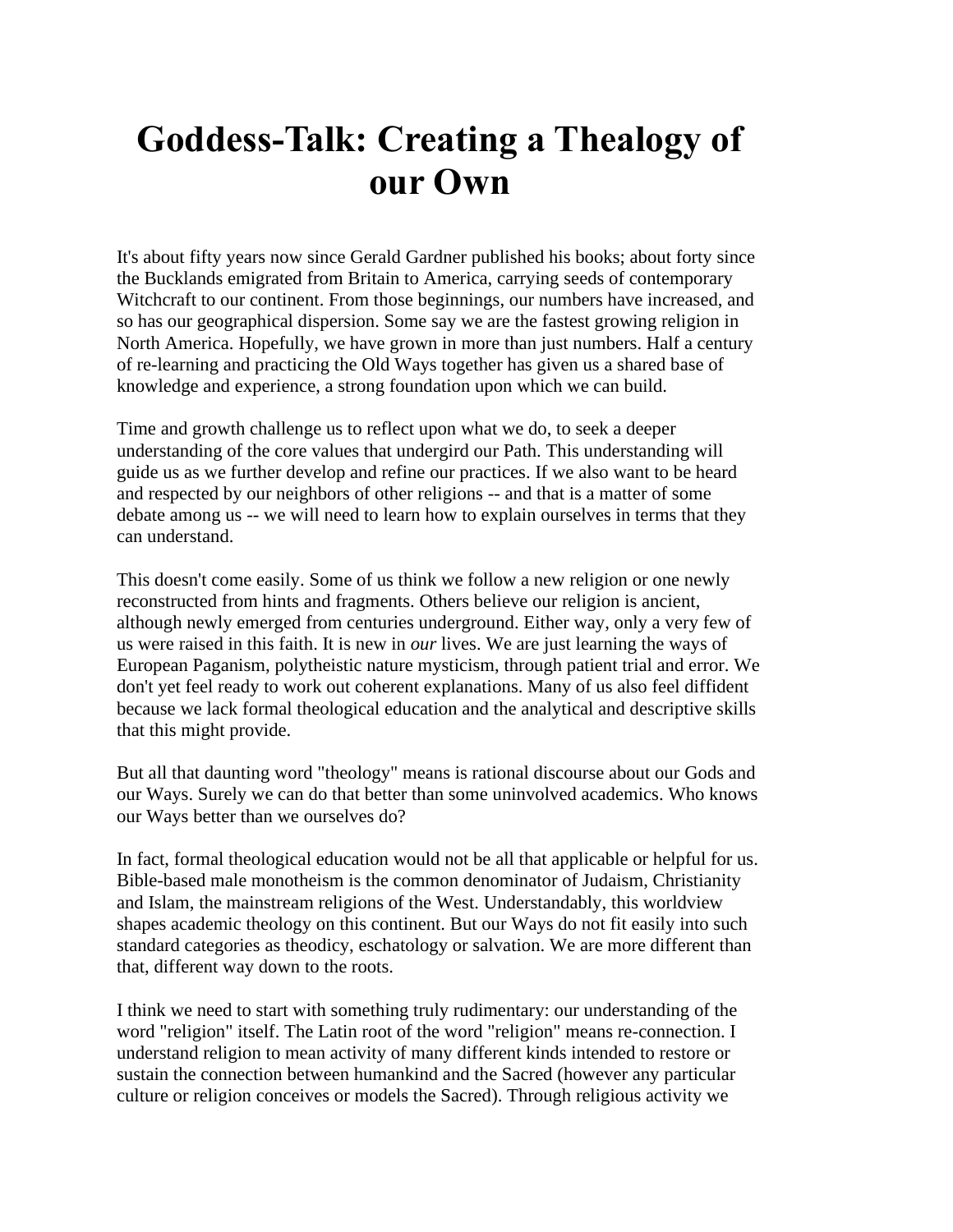# Goddess-Talk: Creating a Thealogy of our Own

It's about fifty years now since Gerald Gardner published his books; about forty since the Bucklands emigrated from Britain to America, carrying seeds of contemporary Witchcraft to our continent. From those beginnings, our numbers have increased, and so has our geographical dispersion. Some say we are the fastest growing religion in North America. Hopefully, we have grown in more than just numbers. Half a century of re-learning and practicing the Old Ways together has given us a shared base of knowledge and experience, a strong foundation upon which we can build.

Time and growth challenge us to reflect upon what we do, to seek a deeper understanding of the core values that undergird our Path. This understanding will guide us as we further develop and refine our practices. If we also want to be heard and respected by our neighbors of other religions -- and that is a matter of some debate among us -- we will need to learn how to explain ourselves in terms that they can understand.

This doesn't come easily. Some of us think we follow a new religion or one newly reconstructed from hints and fragments. Others believe our religion is ancient, although newly emerged from centuries underground. Either way, only a very few of us were raised in this faith. It is new in *our* lives. We are just learning the ways of European Paganism, polytheistic nature mysticism, through patient trial and error. We don't yet feel ready to work out coherent explanations. Many of us also feel diffident because we lack formal theological education and the analytical and descriptive skills that this might provide.

But all that daunting word "theology" means is rational discourse about our Gods and our Ways. Surely we can do that better than some uninvolved academics. Who knows our Ways better than we ourselves do?

In fact, formal theological education would not be all that applicable or helpful for us. Bible-based male monotheism is the common denominator of Judaism, Christianity and Islam, the mainstream religions of the West. Understandably, this worldview shapes academic theology on this continent. But our Ways do not fit easily into such standard categories as theodicy, eschatology or salvation. We are more different than that, different way down to the roots.

I think we need to start with something truly rudimentary: our understanding of the word "religion" itself. The Latin root of the word "religion" means re-connection. I understand religion to mean activity of many different kinds intended to restore or sustain the connection between humankind and the Sacred (however any particular culture or religion conceives or models the Sacred). Through religious activity we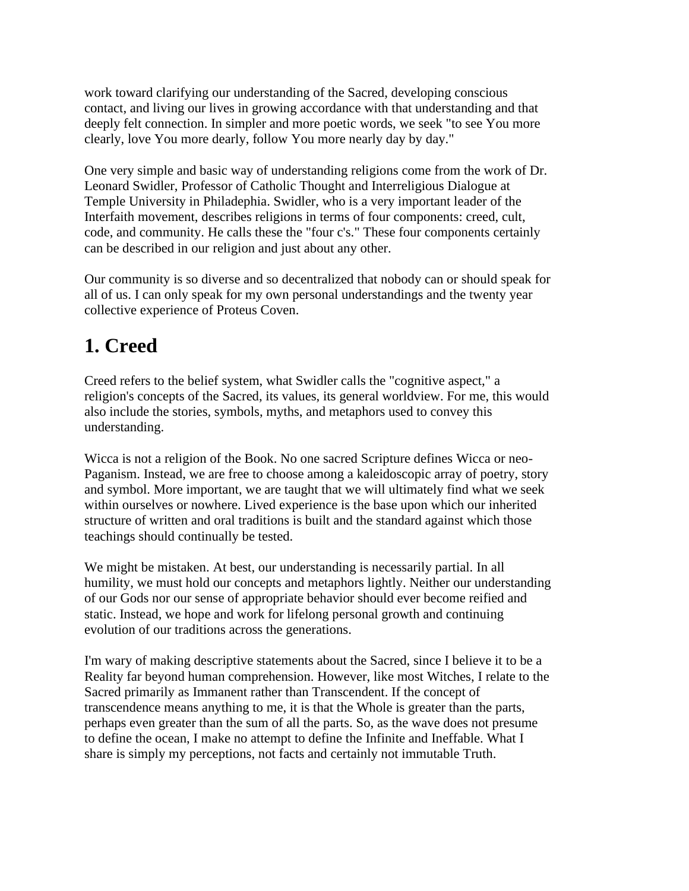work toward clarifying our understanding of the Sacred, developing conscious contact, and living our lives in growing accordance with that understanding and that deeply felt connection. In simpler and more poetic words, we seek "to see You more clearly, love You more dearly, follow You more nearly day by day."

One very simple and basic way of understanding religions come from the work of Dr. Leonard Swidler, Professor of Catholic Thought and Interreligious Dialogue at Temple University in Philadephia. Swidler, who is a very important leader of the Interfaith movement, describes religions in terms of four components: creed, cult, code, and community. He calls these the "four c's." These four components certainly can be described in our religion and just about any other.

Our community is so diverse and so decentralized that nobody can or should speak for all of us. I can only speak for my own personal understandings and the twenty year collective experience of Proteus Coven.

## 1. Creed

Creed refers to the belief system, what Swidler calls the "cognitive aspect," a religion's concepts of the Sacred, its values, its general worldview. For me, this would also include the stories, symbols, myths, and metaphors used to convey this understanding.

Wicca is not a religion of the Book. No one sacred Scripture defines Wicca or neo-Paganism. Instead, we are free to choose among a kaleidoscopic array of poetry, story and symbol. More important, we are taught that we will ultimately find what we seek within ourselves or nowhere. Lived experience is the base upon which our inherited structure of written and oral traditions is built and the standard against which those teachings should continually be tested.

We might be mistaken. At best, our understanding is necessarily partial. In all humility, we must hold our concepts and metaphors lightly. Neither our understanding of our Gods nor our sense of appropriate behavior should ever become reified and static. Instead, we hope and work for lifelong personal growth and continuing evolution of our traditions across the generations.

I'm wary of making descriptive statements about the Sacred, since I believe it to be a Reality far beyond human comprehension. However, like most Witches, I relate to the Sacred primarily as Immanent rather than Transcendent. If the concept of transcendence means anything to me, it is that the Whole is greater than the parts, perhaps even greater than the sum of all the parts. So, as the wave does not presume to define the ocean, I make no attempt to define the Infinite and Ineffable. What I share is simply my perceptions, not facts and certainly not immutable Truth.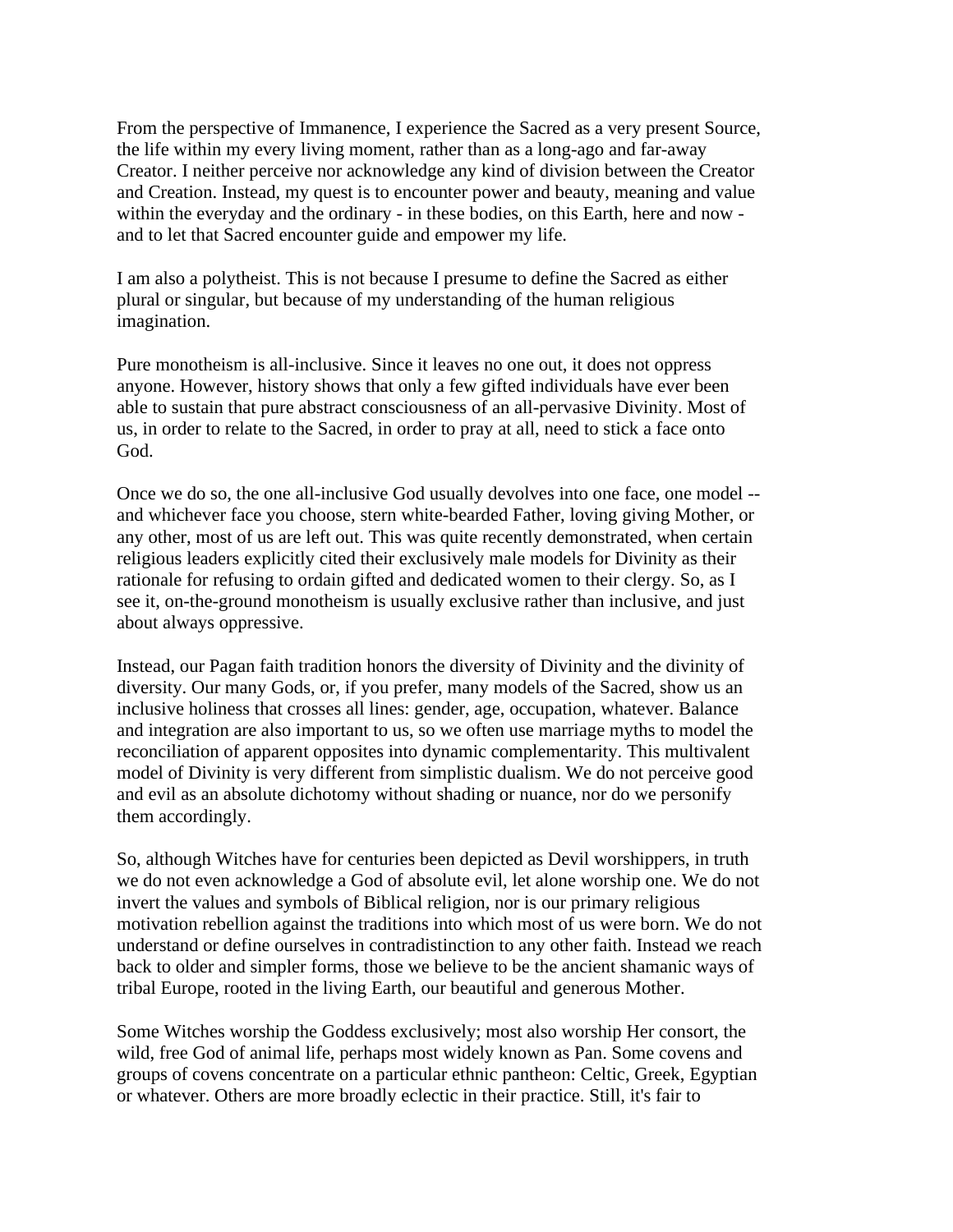From the perspective of Immanence, I experience the Sacred as a very present Source, the life within my every living moment, rather than as a long-ago and far-away Creator. I neither perceive nor acknowledge any kind of division between the Creator and Creation. Instead, my quest is to encounter power and beauty, meaning and value within the everyday and the ordinary - in these bodies, on this Earth, here and now - and to let that Sacred encounter guide and empower my life.

I am also a polytheist. This is not because I presume to define the Sacred as either plural or singular, but because of my understanding of the human religious imagination.

Pure monotheism is all-inclusive. Since it leaves no one out, it does not oppress anyone. However, history shows that only a few gifted individuals have ever been able to sustain that pure abstract consciousness of an all-pervasive Divinity. Most of us, in order to relate to the Sacred, in order to pray at all, need to stick a face onto God.

Once we do so, the one all-inclusive God usually devolves into one face, one model -- and whichever face you choose, stern white-bearded Father, loving giving Mother, or any other, most of us are left out. This was quite recently demonstrated, when certain religious leaders explicitly cited their exclusively male models for Divinity as their rationale for refusing to ordain gifted and dedicated women to their clergy. So, as I see it, on-the-ground monotheism is usually exclusive rather than inclusive, and just about always oppressive.

Instead, our Pagan faith tradition honors the diversity of Divinity and the divinity of diversity. Our many Gods, or, if you prefer, many models of the Sacred, show us an inclusive holiness that crosses all lines: gender, age, occupation, whatever. Balance and integration are also important to us, so we often use marriage myths to model the reconciliation of apparent opposites into dynamic complementarity. This multivalent model of Divinity is very different from simplistic dualism. We do not perceive good and evil as an absolute dichotomy without shading or nuance, nor do we personify them accordingly.

So, although Witches have for centuries been depicted as Devil worshippers, in truth we do not even acknowledge a God of absolute evil, let alone worship one. We do not invert the values and symbols of Biblical religion, nor is our primary religious motivation rebellion against the traditions into which most of us were born. We do not understand or define ourselves in contradistinction to any other faith. Instead we reach back to older and simpler forms, those we believe to be the ancient shamanic ways of tribal Europe, rooted in the living Earth, our beautiful and generous Mother.

Some Witches worship the Goddess exclusively; most also worship Her consort, the wild, free God of animal life, perhaps most widely known as Pan. Some covens and groups of covens concentrate on a particular ethnic pantheon: Celtic, Greek, Egyptian or whatever. Others are more broadly eclectic in their practice. Still, it's fair to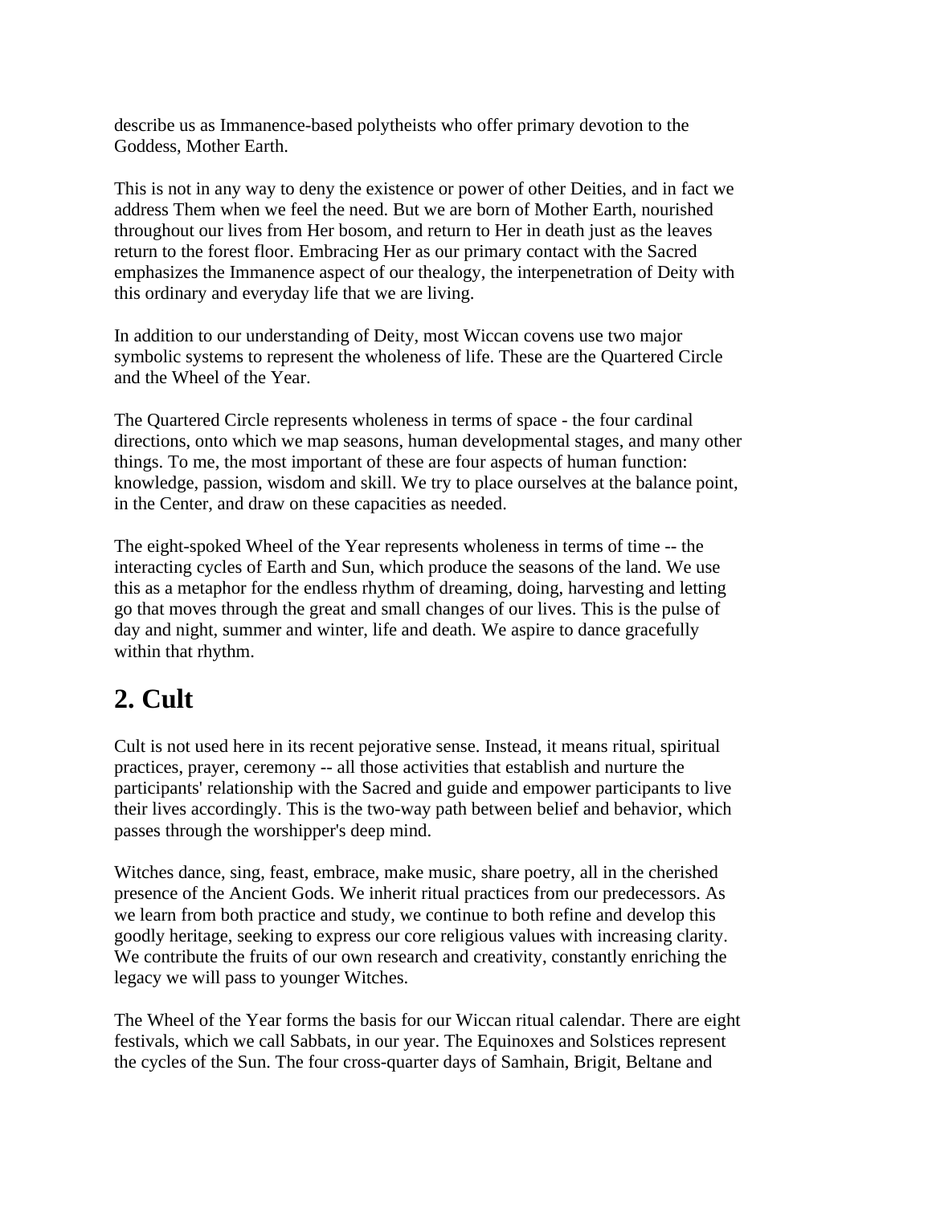describe us as Immanence-based polytheists who offer primary devotion to the Goddess, Mother Earth.

This is not in any way to deny the existence or power of other Deities, and in fact we address Them when we feel the need. But we are born of Mother Earth, nourished throughout our lives from Her bosom, and return to Her in death just as the leaves return to the forest floor. Embracing Her as our primary contact with the Sacred emphasizes the Immanence aspect of our thealogy, the interpenetration of Deity with this ordinary and everyday life that we are living.

In addition to our understanding of Deity, most Wiccan covens use two major symbolic systems to represent the wholeness of life. These are the Quartered Circle and the Wheel of the Year.

The Quartered Circle represents wholeness in terms of space - the four cardinal directions, onto which we map seasons, human developmental stages, and many other things. To me, the most important of these are four aspects of human function: knowledge, passion, wisdom and skill. We try to place ourselves at the balance point, in the Center, and draw on these capacities as needed.

The eight-spoked Wheel of the Year represents wholeness in terms of time -- the interacting cycles of Earth and Sun, which produce the seasons of the land. We use this as a metaphor for the endless rhythm of dreaming, doing, harvesting and letting go that moves through the great and small changes of our lives. This is the pulse of day and night, summer and winter, life and death. We aspire to dance gracefully within that rhythm.

## 2. Cult

Cult is not used here in its recent pejorative sense. Instead, it means ritual, spiritual practices, prayer, ceremony -- all those activities that establish and nurture the participants' relationship with the Sacred and guide and empower participants to live their lives accordingly. This is the two-way path between belief and behavior, which passes through the worshipper's deep mind.

Witches dance, sing, feast, embrace, make music, share poetry, all in the cherished presence of the Ancient Gods. We inherit ritual practices from our predecessors. As we learn from both practice and study, we continue to both refine and develop this goodly heritage, seeking to express our core religious values with increasing clarity. We contribute the fruits of our own research and creativity, constantly enriching the legacy we will pass to younger Witches.

The Wheel of the Year forms the basis for our Wiccan ritual calendar. There are eight festivals, which we call Sabbats, in our year. The Equinoxes and Solstices represent the cycles of the Sun. The four cross-quarter days of Samhain, Brigit, Beltane and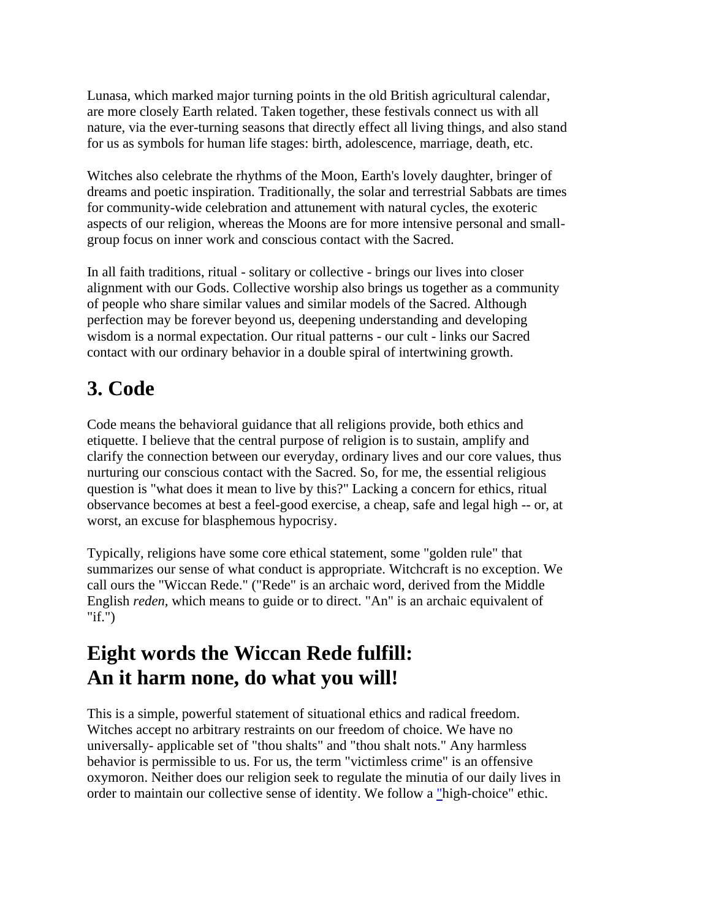Lunasa, which marked major turning points in the old British agricultural calendar, are more closely Earth related. Taken together, these festivals connect us with all nature, via the ever-turning seasons that directly effect all living things, and also stand for us as symbols for human life stages: birth, adolescence, marriage, death, etc.

Witches also celebrate the rhythms of the Moon, Earth's lovely daughter, bringer of dreams and poetic inspiration. Traditionally, the solar and terrestrial Sabbats are times for community-wide celebration and attunement with natural cycles, the exoteric aspects of our religion, whereas the Moons are for more intensive personal and small-group focus on inner work and conscious contact with the Sacred.

In all faith traditions, ritual - solitary or collective - brings our lives into closer alignment with our Gods. Collective worship also brings us together as a community of people who share similar values and similar models of the Sacred. Although perfection may be forever beyond us, deepening understanding and developing wisdom is a normal expectation. Our ritual patterns - our cult - links our Sacred contact with our ordinary behavior in a double spiral of intertwining growth.

## 3. Code

Code means the behavioral guidance that all religions provide, both ethics and etiquette. I believe that the central purpose of religion is to sustain, amplify and clarify the connection between our everyday, ordinary lives and our core values, thus nurturing our conscious contact with the Sacred. So, for me, the essential religious question is "what does it mean to live by this?" Lacking a concern for ethics, ritual observance becomes at best a feel-good exercise, a cheap, safe and legal high -- or, at worst, an excuse for blasphemous hypocrisy.

Typically, religions have some core ethical statement, some "golden rule" that summarizes our sense of what conduct is appropriate. Witchcraft is no exception. We call ours the "Wiccan Rede." ("Rede" is an archaic word, derived from the Middle English *reden*, which means to guide or to direct. "An" is an archaic equivalent of "if.")

## Eight words the Wiccan Rede fulfill:
## An it harm none, do what you will!

This is a simple, powerful statement of situational ethics and radical freedom. Witches accept no arbitrary restraints on our freedom of choice. We have no universally- applicable set of "thou shalts" and "thou shalt nots." Any harmless behavior is permissible to us. For us, the term "victimless crime" is an offensive oxymoron. Neither does our religion seek to regulate the minutia of our daily lives in order to maintain our collective sense of identity. We follow a "high-choice" ethic.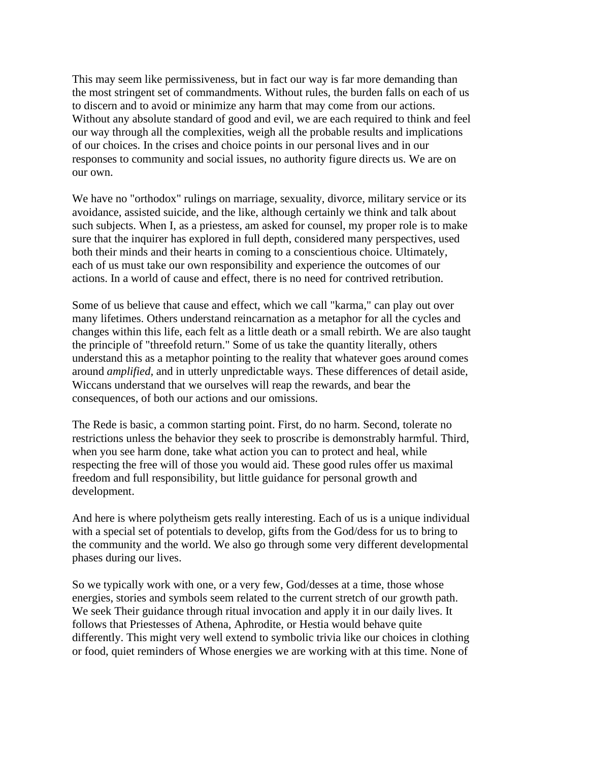This may seem like permissiveness, but in fact our way is far more demanding than the most stringent set of commandments. Without rules, the burden falls on each of us to discern and to avoid or minimize any harm that may come from our actions. Without any absolute standard of good and evil, we are each required to think and feel our way through all the complexities, weigh all the probable results and implications of our choices. In the crises and choice points in our personal lives and in our responses to community and social issues, no authority figure directs us. We are on our own.

We have no "orthodox" rulings on marriage, sexuality, divorce, military service or its avoidance, assisted suicide, and the like, although certainly we think and talk about such subjects. When I, as a priestess, am asked for counsel, my proper role is to make sure that the inquirer has explored in full depth, considered many perspectives, used both their minds and their hearts in coming to a conscientious choice. Ultimately, each of us must take our own responsibility and experience the outcomes of our actions. In a world of cause and effect, there is no need for contrived retribution.

Some of us believe that cause and effect, which we call "karma," can play out over many lifetimes. Others understand reincarnation as a metaphor for all the cycles and changes within this life, each felt as a little death or a small rebirth. We are also taught the principle of "threefold return." Some of us take the quantity literally, others understand this as a metaphor pointing to the reality that whatever goes around comes around *amplified*, and in utterly unpredictable ways. These differences of detail aside, Wiccans understand that we ourselves will reap the rewards, and bear the consequences, of both our actions and our omissions.

The Rede is basic, a common starting point. First, do no harm. Second, tolerate no restrictions unless the behavior they seek to proscribe is demonstrably harmful. Third, when you see harm done, take what action you can to protect and heal, while respecting the free will of those you would aid. These good rules offer us maximal freedom and full responsibility, but little guidance for personal growth and development.

And here is where polytheism gets really interesting. Each of us is a unique individual with a special set of potentials to develop, gifts from the God/dess for us to bring to the community and the world. We also go through some very different developmental phases during our lives.

So we typically work with one, or a very few, God/desses at a time, those whose energies, stories and symbols seem related to the current stretch of our growth path. We seek Their guidance through ritual invocation and apply it in our daily lives. It follows that Priestesses of Athena, Aphrodite, or Hestia would behave quite differently. This might very well extend to symbolic trivia like our choices in clothing or food, quiet reminders of Whose energies we are working with at this time. None of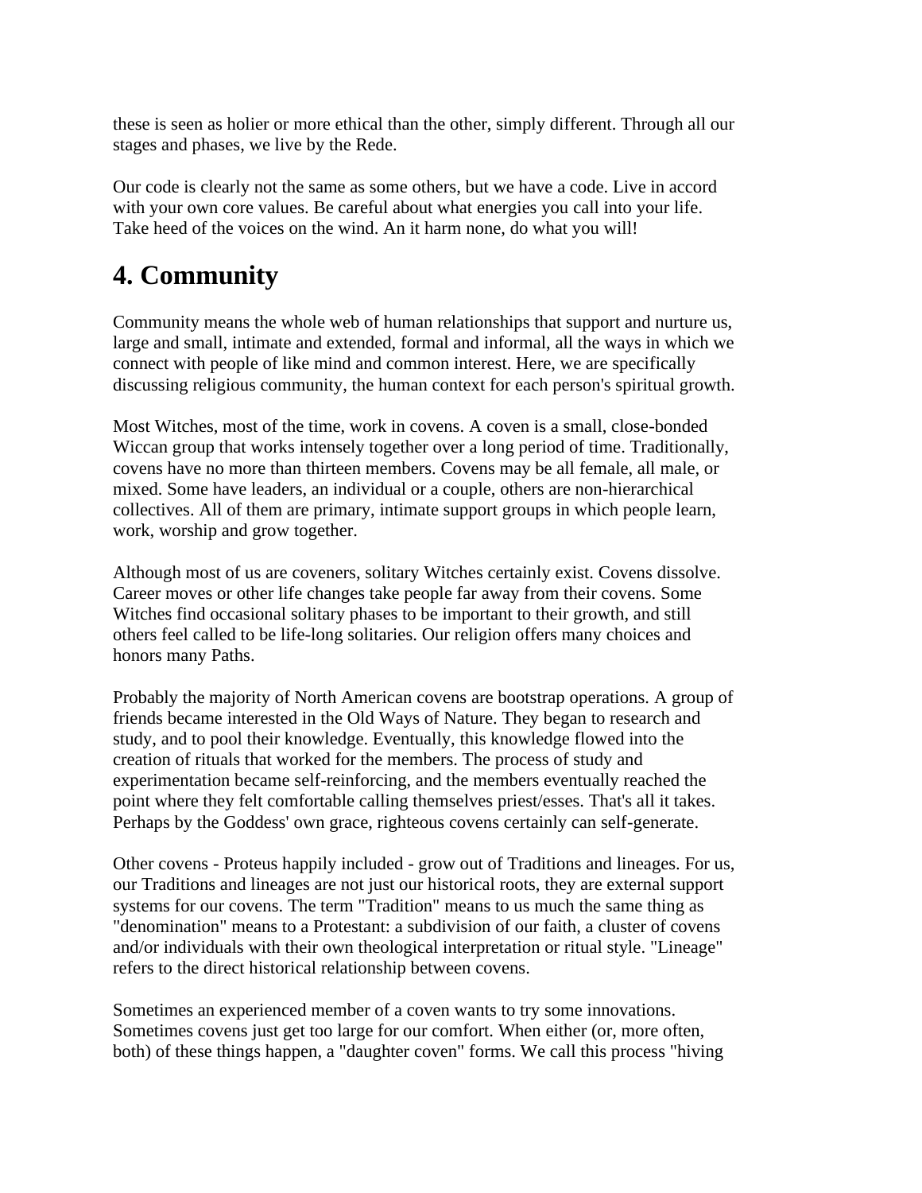these is seen as holier or more ethical than the other, simply different. Through all our stages and phases, we live by the Rede.

Our code is clearly not the same as some others, but we have a code. Live in accord with your own core values. Be careful about what energies you call into your life. Take heed of the voices on the wind. An it harm none, do what you will!

## 4. Community

Community means the whole web of human relationships that support and nurture us, large and small, intimate and extended, formal and informal, all the ways in which we connect with people of like mind and common interest. Here, we are specifically discussing religious community, the human context for each person's spiritual growth.

Most Witches, most of the time, work in covens. A coven is a small, close-bonded Wiccan group that works intensely together over a long period of time. Traditionally, covens have no more than thirteen members. Covens may be all female, all male, or mixed. Some have leaders, an individual or a couple, others are non-hierarchical collectives. All of them are primary, intimate support groups in which people learn, work, worship and grow together.

Although most of us are coveners, solitary Witches certainly exist. Covens dissolve. Career moves or other life changes take people far away from their covens. Some Witches find occasional solitary phases to be important to their growth, and still others feel called to be life-long solitaries. Our religion offers many choices and honors many Paths.

Probably the majority of North American covens are bootstrap operations. A group of friends became interested in the Old Ways of Nature. They began to research and study, and to pool their knowledge. Eventually, this knowledge flowed into the creation of rituals that worked for the members. The process of study and experimentation became self-reinforcing, and the members eventually reached the point where they felt comfortable calling themselves priest/esses. That's all it takes. Perhaps by the Goddess' own grace, righteous covens certainly can self-generate.

Other covens - Proteus happily included - grow out of Traditions and lineages. For us, our Traditions and lineages are not just our historical roots, they are external support systems for our covens. The term "Tradition" means to us much the same thing as "denomination" means to a Protestant: a subdivision of our faith, a cluster of covens and/or individuals with their own theological interpretation or ritual style. "Lineage" refers to the direct historical relationship between covens.

Sometimes an experienced member of a coven wants to try some innovations. Sometimes covens just get too large for our comfort. When either (or, more often, both) of these things happen, a "daughter coven" forms. We call this process "hiving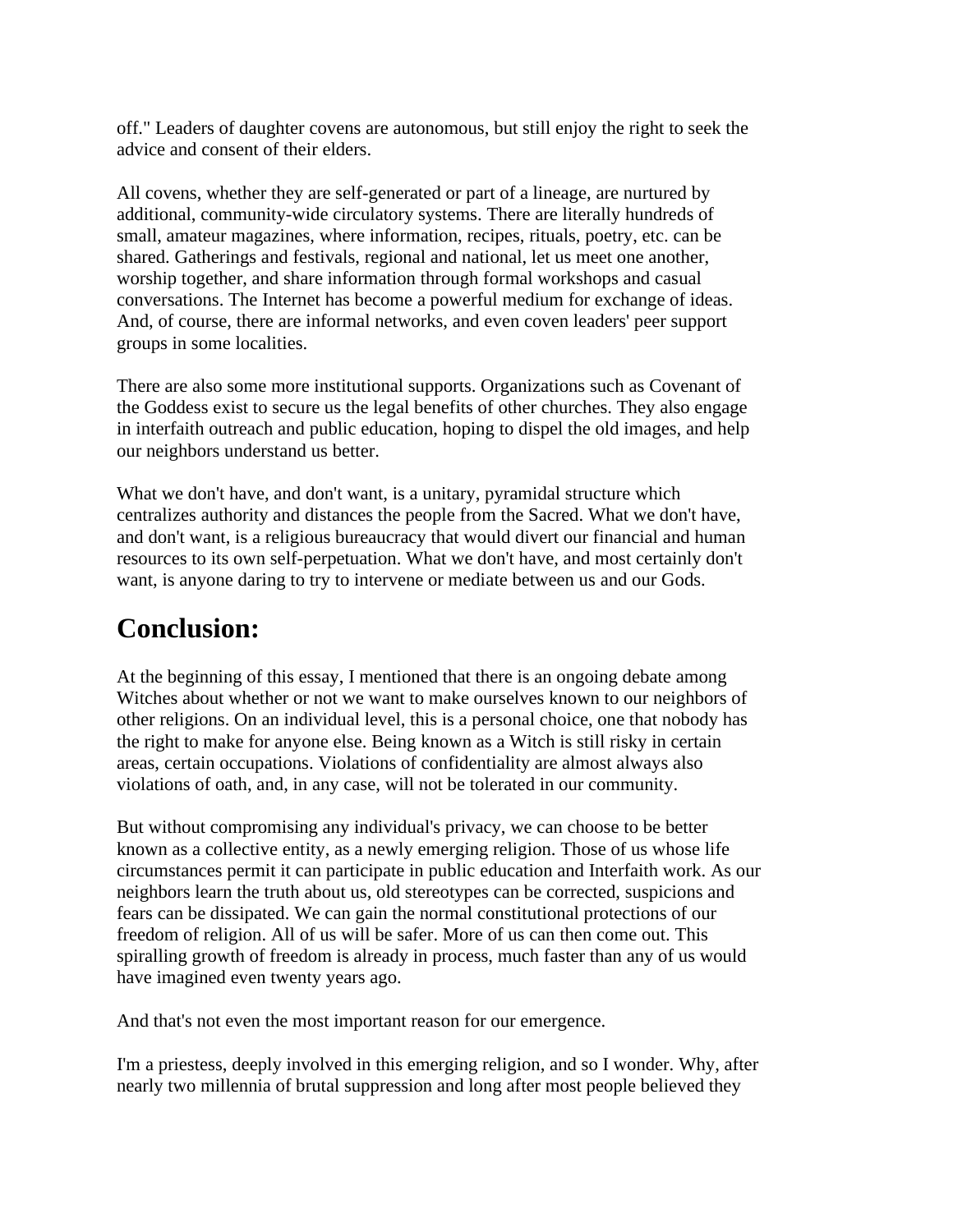off." Leaders of daughter covens are autonomous, but still enjoy the right to seek the advice and consent of their elders.

All covens, whether they are self-generated or part of a lineage, are nurtured by additional, community-wide circulatory systems. There are literally hundreds of small, amateur magazines, where information, recipes, rituals, poetry, etc. can be shared. Gatherings and festivals, regional and national, let us meet one another, worship together, and share information through formal workshops and casual conversations. The Internet has become a powerful medium for exchange of ideas. And, of course, there are informal networks, and even coven leaders' peer support groups in some localities.

There are also some more institutional supports. Organizations such as Covenant of the Goddess exist to secure us the legal benefits of other churches. They also engage in interfaith outreach and public education, hoping to dispel the old images, and help our neighbors understand us better.

What we don't have, and don't want, is a unitary, pyramidal structure which centralizes authority and distances the people from the Sacred. What we don't have, and don't want, is a religious bureaucracy that would divert our financial and human resources to its own self-perpetuation. What we don't have, and most certainly don't want, is anyone daring to try to intervene or mediate between us and our Gods.

## Conclusion:

At the beginning of this essay, I mentioned that there is an ongoing debate among Witches about whether or not we want to make ourselves known to our neighbors of other religions. On an individual level, this is a personal choice, one that nobody has the right to make for anyone else. Being known as a Witch is still risky in certain areas, certain occupations. Violations of confidentiality are almost always also violations of oath, and, in any case, will not be tolerated in our community.

But without compromising any individual's privacy, we can choose to be better known as a collective entity, as a newly emerging religion. Those of us whose life circumstances permit it can participate in public education and Interfaith work. As our neighbors learn the truth about us, old stereotypes can be corrected, suspicions and fears can be dissipated. We can gain the normal constitutional protections of our freedom of religion. All of us will be safer. More of us can then come out. This spiralling growth of freedom is already in process, much faster than any of us would have imagined even twenty years ago.

And that's not even the most important reason for our emergence.

I'm a priestess, deeply involved in this emerging religion, and so I wonder. Why, after nearly two millennia of brutal suppression and long after most people believed they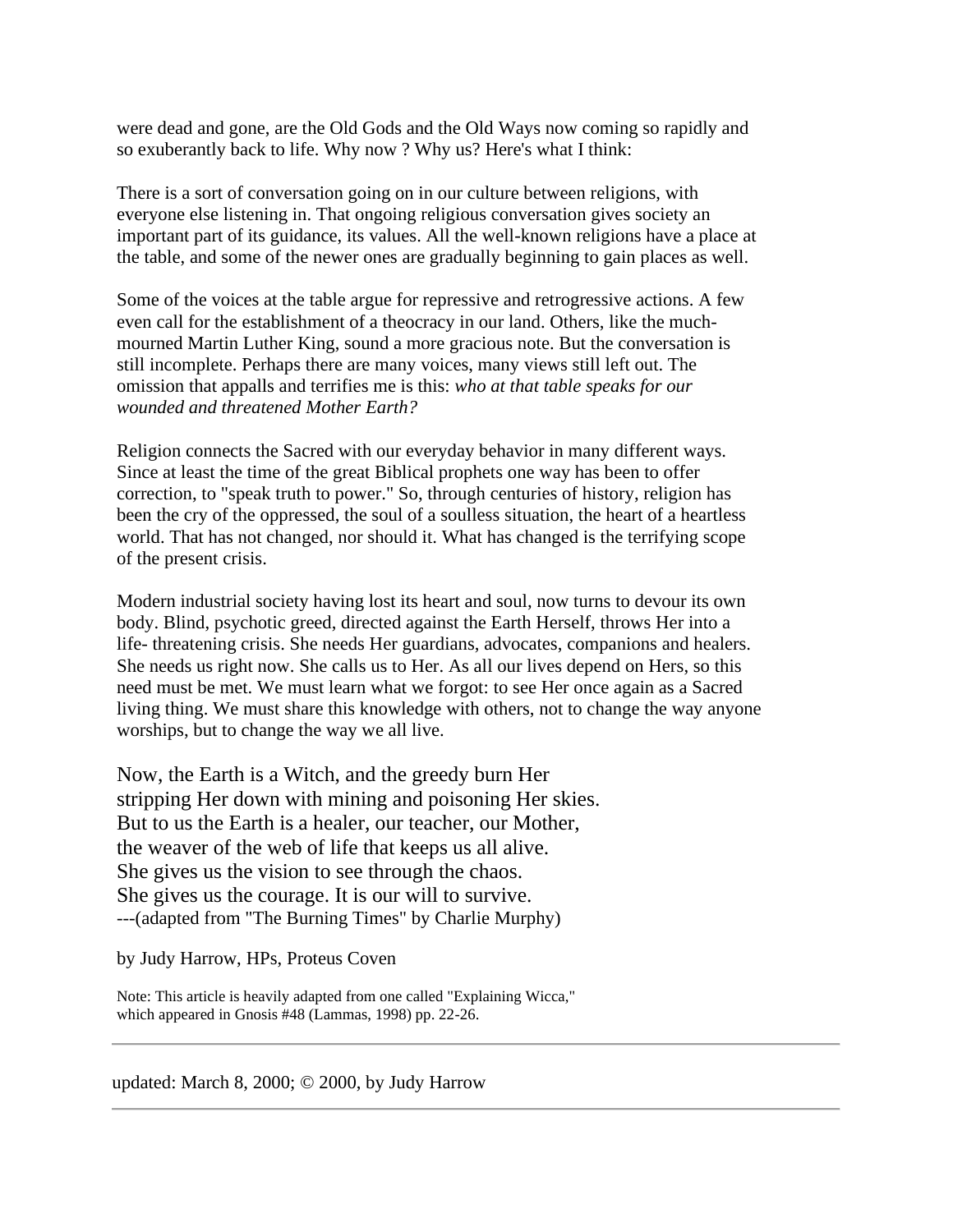were dead and gone, are the Old Gods and the Old Ways now coming so rapidly and so exuberantly back to life. Why now ? Why us? Here's what I think:

There is a sort of conversation going on in our culture between religions, with everyone else listening in. That ongoing religious conversation gives society an important part of its guidance, its values. All the well-known religions have a place at the table, and some of the newer ones are gradually beginning to gain places as well.

Some of the voices at the table argue for repressive and retrogressive actions. A few even call for the establishment of a theocracy in our land. Others, like the much-mourned Martin Luther King, sound a more gracious note. But the conversation is still incomplete. Perhaps there are many voices, many views still left out. The omission that appalls and terrifies me is this: *who at that table speaks for our wounded and threatened Mother Earth?*

Religion connects the Sacred with our everyday behavior in many different ways. Since at least the time of the great Biblical prophets one way has been to offer correction, to "speak truth to power." So, through centuries of history, religion has been the cry of the oppressed, the soul of a soulless situation, the heart of a heartless world. That has not changed, nor should it. What has changed is the terrifying scope of the present crisis.

Modern industrial society having lost its heart and soul, now turns to devour its own body. Blind, psychotic greed, directed against the Earth Herself, throws Her into a life- threatening crisis. She needs Her guardians, advocates, companions and healers. She needs us right now. She calls us to Her. As all our lives depend on Hers, so this need must be met. We must learn what we forgot: to see Her once again as a Sacred living thing. We must share this knowledge with others, not to change the way anyone worships, but to change the way we all live.

Now, the Earth is a Witch, and the greedy burn Her  
stripping Her down with mining and poisoning Her skies.  
But to us the Earth is a healer, our teacher, our Mother,  
the weaver of the web of life that keeps us all alive.  
She gives us the vision to see through the chaos.  
She gives us the courage. It is our will to survive.  
---(adapted from "The Burning Times" by Charlie Murphy)

by Judy Harrow, HPs, Proteus Coven

Note: This article is heavily adapted from one called "Explaining Wicca," which appeared in Gnosis #48 (Lammas, 1998) pp. 22-26.

---

updated: March 8, 2000; © 2000, by Judy Harrow

---